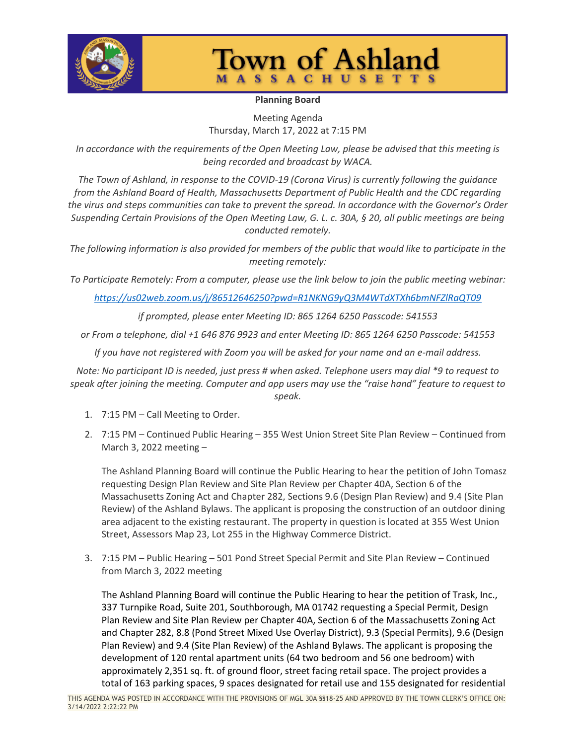# Town of Ashland

MASSACHUSETTS

**Planning Board**

Meeting Agenda
Thursday, March 17, 2022 at 7:15 PM

*In accordance with the requirements of the Open Meeting Law, please be advised that this meeting is being recorded and broadcast by WACA.*

*The Town of Ashland, in response to the COVID-19 (Corona Virus) is currently following the guidance from the Ashland Board of Health, Massachusetts Department of Public Health and the CDC regarding the virus and steps communities can take to prevent the spread. In accordance with the Governor's Order Suspending Certain Provisions of the Open Meeting Law, G. L. c. 30A, § 20, all public meetings are being conducted remotely.*

*The following information is also provided for members of the public that would like to participate in the meeting remotely:*

*To Participate Remotely: From a computer, please use the link below to join the public meeting webinar:*

*https://us02web.zoom.us/j/86512646250?pwd=R1NKNG9yQ3M4WTdXTXh6bmNFZlRaQT09*

*if prompted, please enter Meeting ID: 865 1264 6250 Passcode: 541553*

*or From a telephone, dial +1 646 876 9923 and enter Meeting ID: 865 1264 6250 Passcode: 541553*

*If you have not registered with Zoom you will be asked for your name and an e-mail address.*

*Note: No participant ID is needed, just press # when asked. Telephone users may dial *9 to request to speak after joining the meeting. Computer and app users may use the "raise hand" feature to request to speak.*

1. 7:15 PM – Call Meeting to Order.

2. 7:15 PM – Continued Public Hearing – 355 West Union Street Site Plan Review – Continued from March 3, 2022 meeting –

   The Ashland Planning Board will continue the Public Hearing to hear the petition of John Tomasz requesting Design Plan Review and Site Plan Review per Chapter 40A, Section 6 of the Massachusetts Zoning Act and Chapter 282, Sections 9.6 (Design Plan Review) and 9.4 (Site Plan Review) of the Ashland Bylaws. The applicant is proposing the construction of an outdoor dining area adjacent to the existing restaurant. The property in question is located at 355 West Union Street, Assessors Map 23, Lot 255 in the Highway Commerce District.

3. 7:15 PM – Public Hearing – 501 Pond Street Special Permit and Site Plan Review – Continued from March 3, 2022 meeting

   The Ashland Planning Board will continue the Public Hearing to hear the petition of Trask, Inc., 337 Turnpike Road, Suite 201, Southborough, MA 01742 requesting a Special Permit, Design Plan Review and Site Plan Review per Chapter 40A, Section 6 of the Massachusetts Zoning Act and Chapter 282, 8.8 (Pond Street Mixed Use Overlay District), 9.3 (Special Permits), 9.6 (Design Plan Review) and 9.4 (Site Plan Review) of the Ashland Bylaws. The applicant is proposing the development of 120 rental apartment units (64 two bedroom and 56 one bedroom) with approximately 2,351 sq. ft. of ground floor, street facing retail space. The project provides a total of 163 parking spaces, 9 spaces designated for retail use and 155 designated for residential

THIS AGENDA WAS POSTED IN ACCORDANCE WITH THE PROVISIONS OF MGL 30A §§18-25 AND APPROVED BY THE TOWN CLERK'S OFFICE ON: 3/14/2022 2:22:22 PM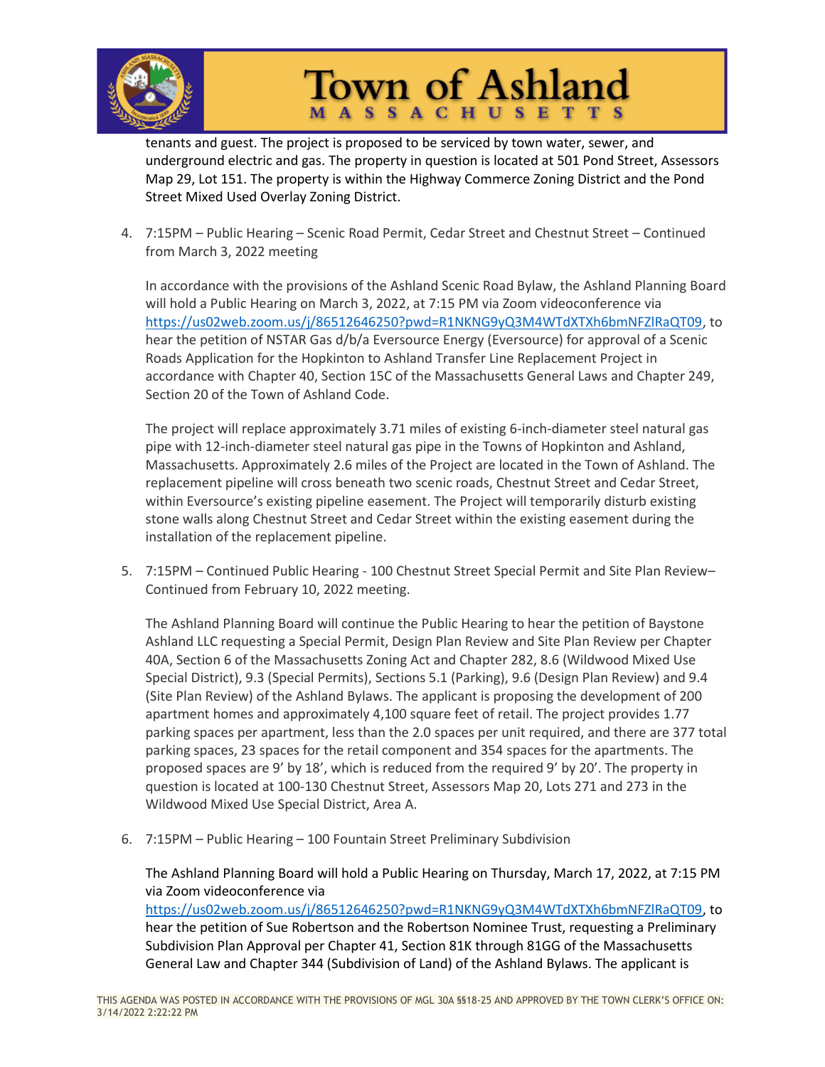tenants and guest. The project is proposed to be serviced by town water, sewer, and underground electric and gas. The property in question is located at 501 Pond Street, Assessors Map 29, Lot 151. The property is within the Highway Commerce Zoning District and the Pond Street Mixed Used Overlay Zoning District.

4. 7:15PM – Public Hearing – Scenic Road Permit, Cedar Street and Chestnut Street – Continued from March 3, 2022 meeting

   In accordance with the provisions of the Ashland Scenic Road Bylaw, the Ashland Planning Board will hold a Public Hearing on March 3, 2022, at 7:15 PM via Zoom videoconference via https://us02web.zoom.us/j/86512646250?pwd=R1NKNG9yQ3M4WTdXTXh6bmNFZlRaQT09, to hear the petition of NSTAR Gas d/b/a Eversource Energy (Eversource) for approval of a Scenic Roads Application for the Hopkinton to Ashland Transfer Line Replacement Project in accordance with Chapter 40, Section 15C of the Massachusetts General Laws and Chapter 249, Section 20 of the Town of Ashland Code.

   The project will replace approximately 3.71 miles of existing 6-inch-diameter steel natural gas pipe with 12-inch-diameter steel natural gas pipe in the Towns of Hopkinton and Ashland, Massachusetts. Approximately 2.6 miles of the Project are located in the Town of Ashland. The replacement pipeline will cross beneath two scenic roads, Chestnut Street and Cedar Street, within Eversource's existing pipeline easement. The Project will temporarily disturb existing stone walls along Chestnut Street and Cedar Street within the existing easement during the installation of the replacement pipeline.

5. 7:15PM – Continued Public Hearing - 100 Chestnut Street Special Permit and Site Plan Review– Continued from February 10, 2022 meeting.

   The Ashland Planning Board will continue the Public Hearing to hear the petition of Baystone Ashland LLC requesting a Special Permit, Design Plan Review and Site Plan Review per Chapter 40A, Section 6 of the Massachusetts Zoning Act and Chapter 282, 8.6 (Wildwood Mixed Use Special District), 9.3 (Special Permits), Sections 5.1 (Parking), 9.6 (Design Plan Review) and 9.4 (Site Plan Review) of the Ashland Bylaws. The applicant is proposing the development of 200 apartment homes and approximately 4,100 square feet of retail. The project provides 1.77 parking spaces per apartment, less than the 2.0 spaces per unit required, and there are 377 total parking spaces, 23 spaces for the retail component and 354 spaces for the apartments. The proposed spaces are 9' by 18', which is reduced from the required 9' by 20'. The property in question is located at 100-130 Chestnut Street, Assessors Map 20, Lots 271 and 273 in the Wildwood Mixed Use Special District, Area A.

6. 7:15PM – Public Hearing – 100 Fountain Street Preliminary Subdivision

   The Ashland Planning Board will hold a Public Hearing on Thursday, March 17, 2022, at 7:15 PM via Zoom videoconference via https://us02web.zoom.us/j/86512646250?pwd=R1NKNG9yQ3M4WTdXTXh6bmNFZlRaQT09, to hear the petition of Sue Robertson and the Robertson Nominee Trust, requesting a Preliminary Subdivision Plan Approval per Chapter 41, Section 81K through 81GG of the Massachusetts General Law and Chapter 344 (Subdivision of Land) of the Ashland Bylaws. The applicant is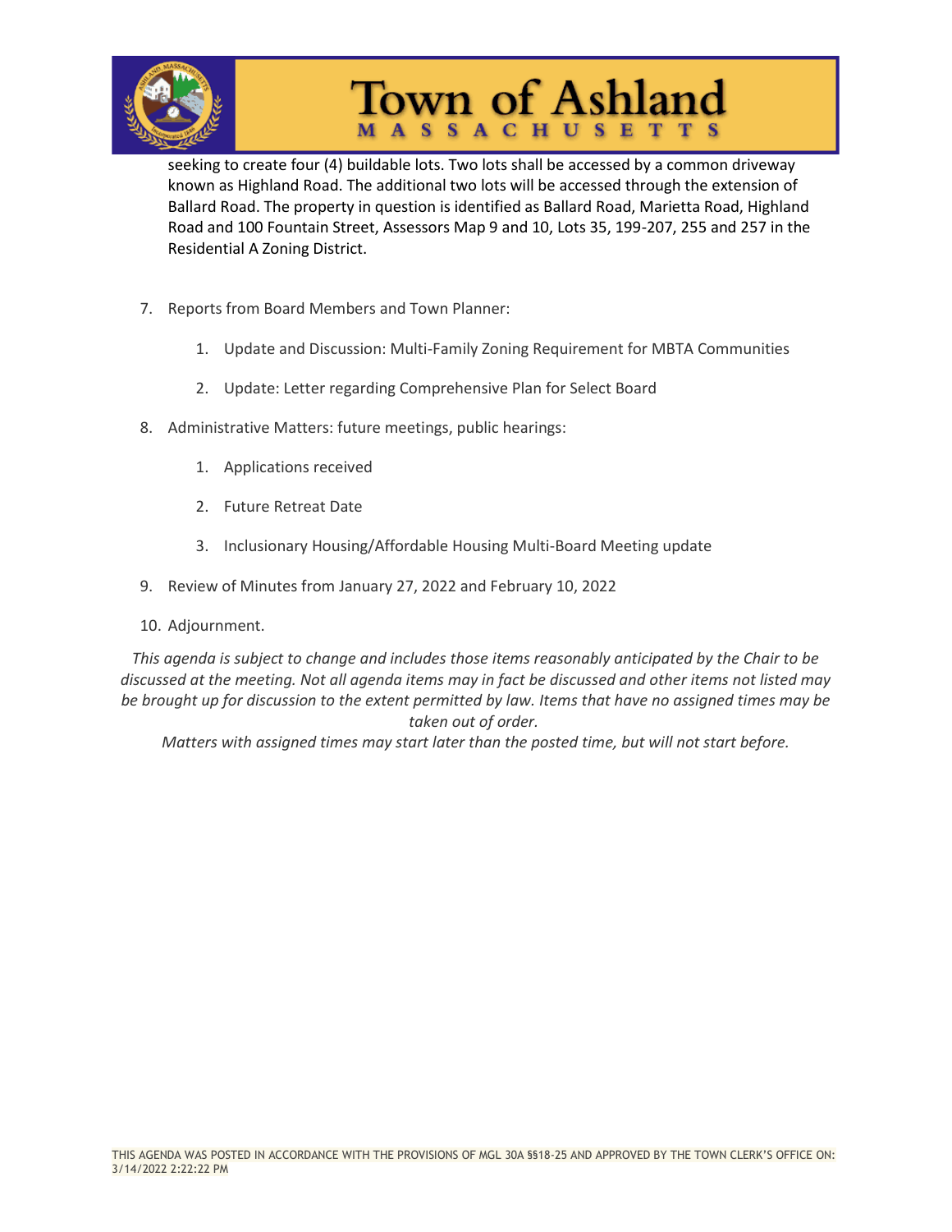seeking to create four (4) buildable lots. Two lots shall be accessed by a common driveway known as Highland Road. The additional two lots will be accessed through the extension of Ballard Road. The property in question is identified as Ballard Road, Marietta Road, Highland Road and 100 Fountain Street, Assessors Map 9 and 10, Lots 35, 199-207, 255 and 257 in the Residential A Zoning District.

7. Reports from Board Members and Town Planner:

    1. Update and Discussion: Multi-Family Zoning Requirement for MBTA Communities

    2. Update: Letter regarding Comprehensive Plan for Select Board

8. Administrative Matters: future meetings, public hearings:

    1. Applications received

    2. Future Retreat Date

    3. Inclusionary Housing/Affordable Housing Multi-Board Meeting update

9. Review of Minutes from January 27, 2022 and February 10, 2022

10. Adjournment.

*This agenda is subject to change and includes those items reasonably anticipated by the Chair to be discussed at the meeting. Not all agenda items may in fact be discussed and other items not listed may be brought up for discussion to the extent permitted by law. Items that have no assigned times may be taken out of order.*

*Matters with assigned times may start later than the posted time, but will not start before.*

THIS AGENDA WAS POSTED IN ACCORDANCE WITH THE PROVISIONS OF MGL 30A §§18-25 AND APPROVED BY THE TOWN CLERK'S OFFICE ON: 3/14/2022 2:22:22 PM